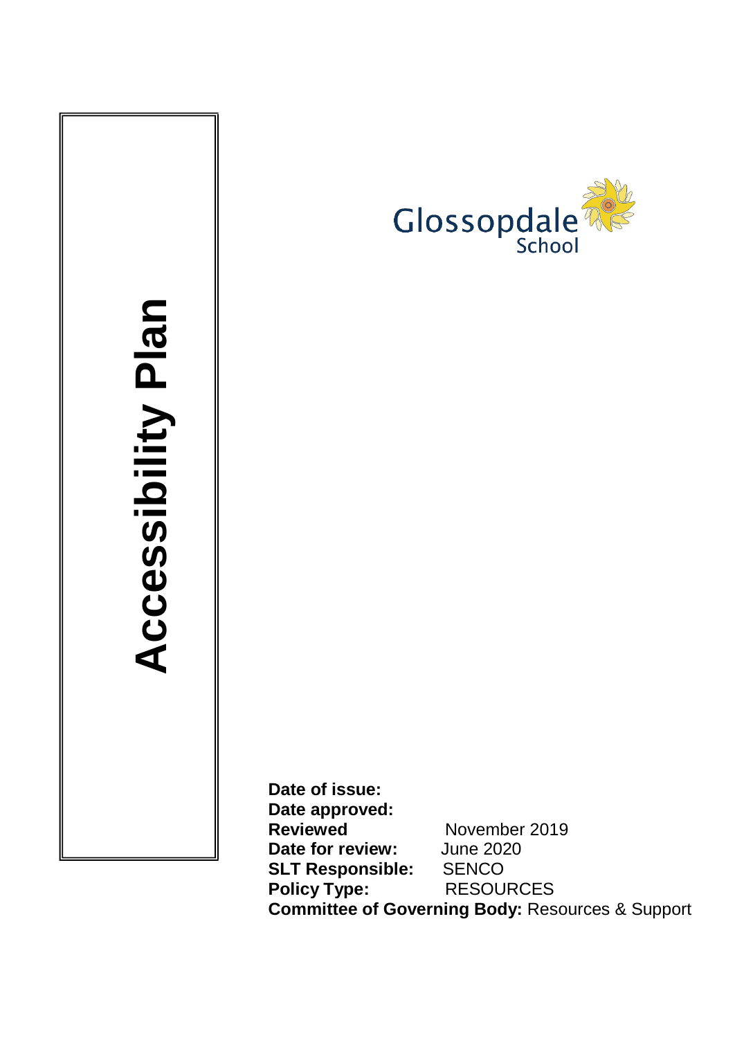# Accessibility Plan

Glossopdale School

**Date of issue:**
**Date approved:**
**Reviewed** November 2019
**Date for review:** June 2020
**SLT Responsible:** SENCO
**Policy Type:** RESOURCES
**Committee of Governing Body:** Resources & Support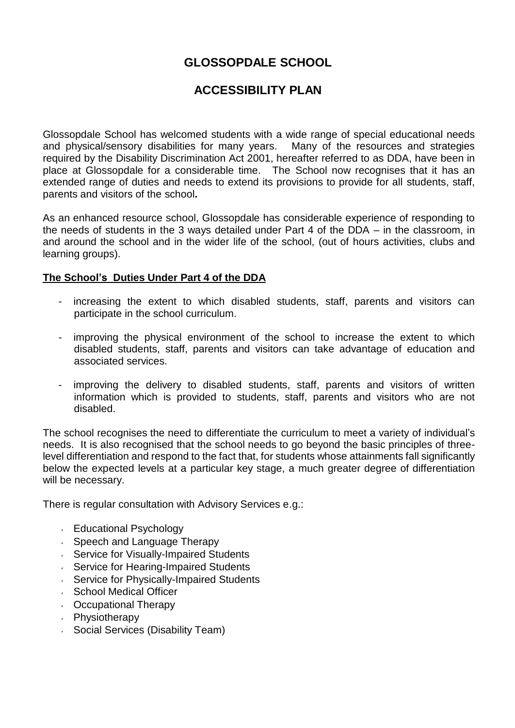# GLOSSOPDALE SCHOOL

## ACCESSIBILITY PLAN

Glossopdale School has welcomed students with a wide range of special educational needs and physical/sensory disabilities for many years. Many of the resources and strategies required by the Disability Discrimination Act 2001, hereafter referred to as DDA, have been in place at Glossopdale for a considerable time. The School now recognises that it has an extended range of duties and needs to extend its provisions to provide for all students, staff, parents and visitors of the school**.**

As an enhanced resource school, Glossopdale has considerable experience of responding to the needs of students in the 3 ways detailed under Part 4 of the DDA – in the classroom, in and around the school and in the wider life of the school, (out of hours activities, clubs and learning groups).

**The School's Duties Under Part 4 of the DDA**

- increasing the extent to which disabled students, staff, parents and visitors can participate in the school curriculum.
- improving the physical environment of the school to increase the extent to which disabled students, staff, parents and visitors can take advantage of education and associated services.
- improving the delivery to disabled students, staff, parents and visitors of written information which is provided to students, staff, parents and visitors who are not disabled.

The school recognises the need to differentiate the curriculum to meet a variety of individual's needs. It is also recognised that the school needs to go beyond the basic principles of three-level differentiation and respond to the fact that, for students whose attainments fall significantly below the expected levels at a particular key stage, a much greater degree of differentiation will be necessary.

There is regular consultation with Advisory Services e.g.:

- Educational Psychology
- Speech and Language Therapy
- Service for Visually-Impaired Students
- Service for Hearing-Impaired Students
- Service for Physically-Impaired Students
- School Medical Officer
- Occupational Therapy
- Physiotherapy
- Social Services (Disability Team)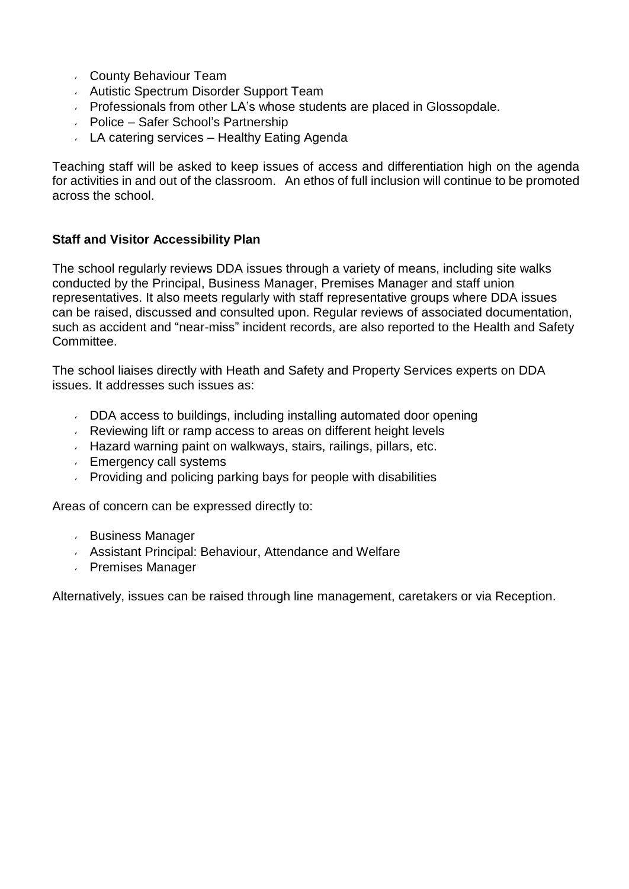- County Behaviour Team
- Autistic Spectrum Disorder Support Team
- Professionals from other LA's whose students are placed in Glossopdale.
- Police – Safer School's Partnership
- LA catering services – Healthy Eating Agenda

Teaching staff will be asked to keep issues of access and differentiation high on the agenda for activities in and out of the classroom. An ethos of full inclusion will continue to be promoted across the school.

**Staff and Visitor Accessibility Plan**

The school regularly reviews DDA issues through a variety of means, including site walks conducted by the Principal, Business Manager, Premises Manager and staff union representatives. It also meets regularly with staff representative groups where DDA issues can be raised, discussed and consulted upon. Regular reviews of associated documentation, such as accident and "near-miss" incident records, are also reported to the Health and Safety Committee.

The school liaises directly with Heath and Safety and Property Services experts on DDA issues. It addresses such issues as:

- DDA access to buildings, including installing automated door opening
- Reviewing lift or ramp access to areas on different height levels
- Hazard warning paint on walkways, stairs, railings, pillars, etc.
- Emergency call systems
- Providing and policing parking bays for people with disabilities

Areas of concern can be expressed directly to:

- Business Manager
- Assistant Principal: Behaviour, Attendance and Welfare
- Premises Manager

Alternatively, issues can be raised through line management, caretakers or via Reception.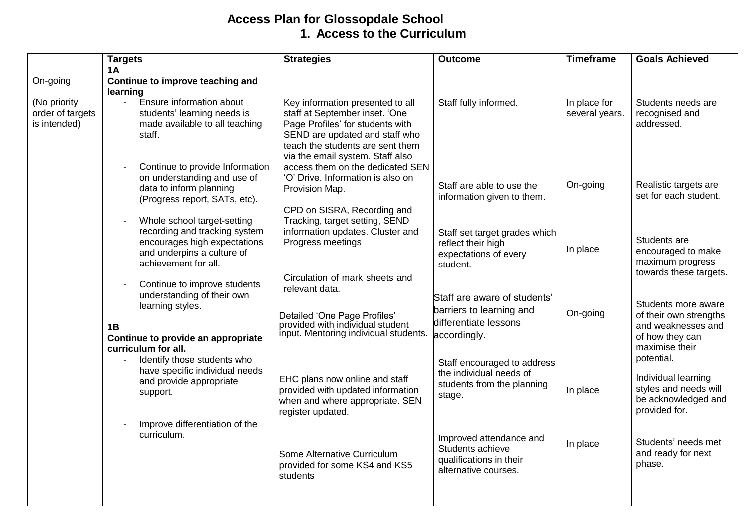# Access Plan for Glossopdale School

## 1. Access to the Curriculum

| | Targets | Strategies | Outcome | Timeframe | Goals Achieved |
|---|---|---|---|---|---|
| On-going<br><br>(No priority order of targets is intended) | **1A**<br>**Continue to improve teaching and learning** | | | | |
| | - Ensure information about students' learning needs is made available to all teaching staff. | Key information presented to all staff at September inset. 'One Page Profiles' for students with SEND are updated and staff who teach the students are sent them via the email system. Staff also access them on the dedicated SEN 'O' Drive. Information is also on Provision Map. | Staff fully informed. | In place for several years. | Students needs are recognised and addressed. |
| | - Continue to provide Information on understanding and use of data to inform planning (Progress report, SATs, etc). | CPD on SISRA, Recording and Tracking, target setting, SEND information updates. Cluster and Progress meetings | Staff are able to use the information given to them. | On-going | Realistic targets are set for each student. |
| | - Whole school target-setting recording and tracking system encourages high expectations and underpins a culture of achievement for all. | Circulation of mark sheets and relevant data. | Staff set target grades which reflect their high expectations of every student. | In place | Students are encouraged to make maximum progress towards these targets. |
| | - Continue to improve students understanding of their own learning styles. | Detailed 'One Page Profiles' provided with individual student input. Mentoring individual students. | Staff are aware of students' barriers to learning and differentiate lessons accordingly. | On-going | Students more aware of their own strengths and weaknesses and of how they can maximise their potential. |
| | **1B**<br>**Continue to provide an appropriate curriculum for all.**<br>- Identify those students who have specific individual needs and provide appropriate support. | EHC plans now online and staff provided with updated information when and where appropriate. SEN register updated. | Staff encouraged to address the individual needs of students from the planning stage. | In place | Individual learning styles and needs will be acknowledged and provided for. |
| | - Improve differentiation of the curriculum. | Some Alternative Curriculum provided for some KS4 and KS5 students | Improved attendance and Students achieve qualifications in their alternative courses. | In place | Students' needs met and ready for next phase. |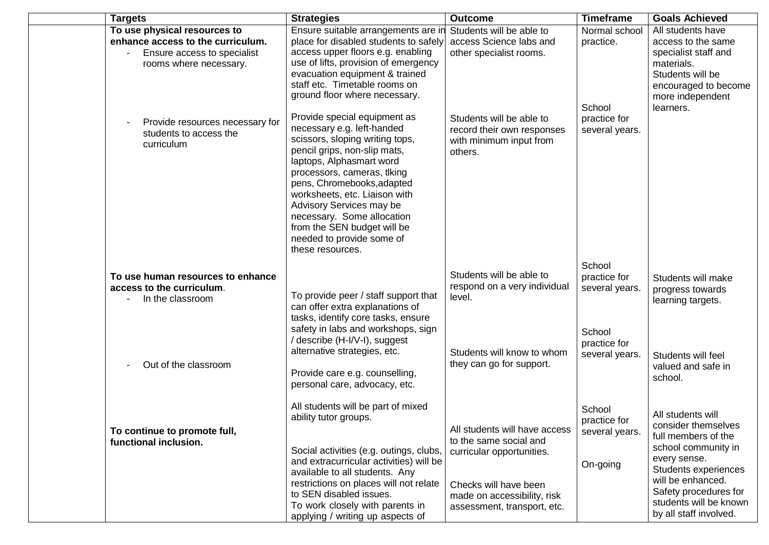|  | Targets | Strategies | Outcome | Timeframe | Goals Achieved |
|---|---|---|---|---|---|
|  | **To use physical resources to enhance access to the curriculum.**<br>- Ensure access to specialist rooms where necessary. | Ensure suitable arrangements are in place for disabled students to safely access upper floors e.g. enabling use of lifts, provision of emergency evacuation equipment & trained staff etc. Timetable rooms on ground floor where necessary. | Students will be able to access Science labs and other specialist rooms. | Normal school practice. | All students have access to the same specialist staff and materials.<br>Students will be encouraged to become more independent learners. |
|  | - Provide resources necessary for students to access the curriculum | Provide special equipment as necessary e.g. left-handed scissors, sloping writing tops, pencil grips, non-slip mats, laptops, Alphasmart word processors, cameras, tlking pens, Chromebooks,adapted worksheets, etc. Liaison with Advisory Services may be necessary. Some allocation from the SEN budget will be needed to provide some of these resources. | Students will be able to record their own responses with minimum input from others. | School practice for several years. |  |
|  | **To use human resources to enhance access to the curriculum**.<br>- In the classroom | To provide peer / staff support that can offer extra explanations of tasks, identify core tasks, ensure safety in labs and workshops, sign / describe (H-I/V-I), suggest alternative strategies, etc. | Students will be able to respond on a very individual level. | School practice for several years. | Students will make progress towards learning targets. |
|  | - Out of the classroom | Provide care e.g. counselling, personal care, advocacy, etc. | Students will know to whom they can go for support. | School practice for several years. | Students will feel valued and safe in school. |
|  | **To continue to promote full, functional inclusion.** | All students will be part of mixed ability tutor groups.<br><br>Social activities (e.g. outings, clubs, and extracurricular activities) will be available to all students. Any restrictions on places will not relate to SEN disabled issues.<br>To work closely with parents in applying / writing up aspects of | All students will have access to the same social and curricular opportunities.<br><br>Checks will have been made on accessibility, risk assessment, transport, etc. | School practice for several years.<br><br>On-going | All students will consider themselves full members of the school community in every sense.<br>Students experiences will be enhanced.<br>Safety procedures for students will be known by all staff involved. |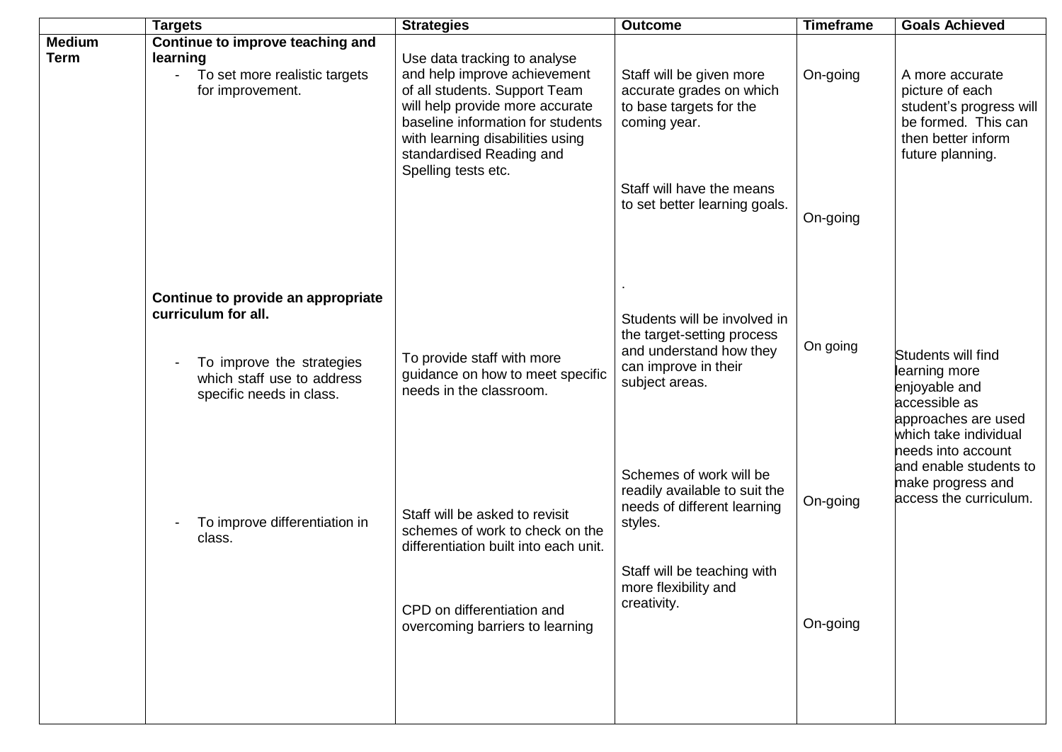| | Targets | Strategies | Outcome | Timeframe | Goals Achieved |
|---|---|---|---|---|---|
| **Medium Term** | **Continue to improve teaching and learning**<br>- To set more realistic targets for improvement. | Use data tracking to analyse and help improve achievement of all students. Support Team will help provide more accurate baseline information for students with learning disabilities using standardised Reading and Spelling tests etc. | Staff will be given more accurate grades on which to base targets for the coming year. | On-going | A more accurate picture of each student's progress will be formed. This can then better inform future planning. |
| | | | Staff will have the means to set better learning goals. | On-going | |
| | **Continue to provide an appropriate curriculum for all.**<br>- To improve the strategies which staff use to address specific needs in class. | To provide staff with more guidance on how to meet specific needs in the classroom. | .<br>Students will be involved in the target-setting process and understand how they can improve in their subject areas. | On going | Students will find learning more enjoyable and accessible as approaches are used which take individual needs into account and enable students to make progress and access the curriculum. |
| | - To improve differentiation in class. | Staff will be asked to revisit schemes of work to check on the differentiation built into each unit. | Schemes of work will be readily available to suit the needs of different learning styles. | On-going | |
| | | CPD on differentiation and overcoming barriers to learning | Staff will be teaching with more flexibility and creativity. | On-going | |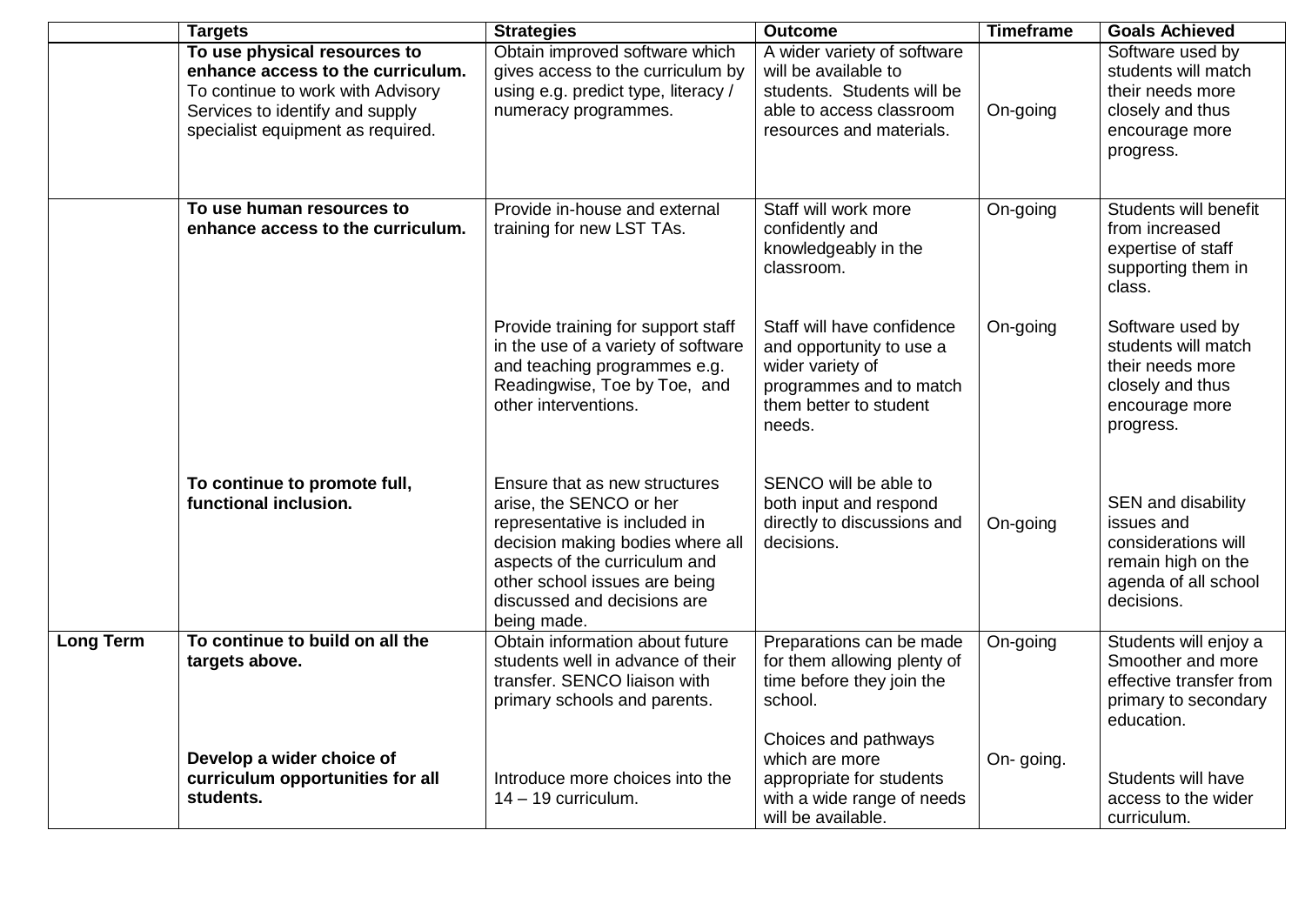| | Targets | Strategies | Outcome | Timeframe | Goals Achieved |
|---|---|---|---|---|---|
| | **To use physical resources to enhance access to the curriculum.** To continue to work with Advisory Services to identify and supply specialist equipment as required. | Obtain improved software which gives access to the curriculum by using e.g. predict type, literacy / numeracy programmes. | A wider variety of software will be available to students. Students will be able to access classroom resources and materials. | On-going | Software used by students will match their needs more closely and thus encourage more progress. |
| | **To use human resources to enhance access to the curriculum.** | Provide in-house and external training for new LST TAs. | Staff will work more confidently and knowledgeably in the classroom. | On-going | Students will benefit from increased expertise of staff supporting them in class. |
| | | Provide training for support staff in the use of a variety of software and teaching programmes e.g. Readingwise, Toe by Toe, and other interventions. | Staff will have confidence and opportunity to use a wider variety of programmes and to match them better to student needs. | On-going | Software used by students will match their needs more closely and thus encourage more progress. |
| | **To continue to promote full, functional inclusion.** | Ensure that as new structures arise, the SENCO or her representative is included in decision making bodies where all aspects of the curriculum and other school issues are being discussed and decisions are being made. | SENCO will be able to both input and respond directly to discussions and decisions. | On-going | SEN and disability issues and considerations will remain high on the agenda of all school decisions. |
| **Long Term** | **To continue to build on all the targets above.** | Obtain information about future students well in advance of their transfer. SENCO liaison with primary schools and parents. | Preparations can be made for them allowing plenty of time before they join the school. | On-going | Students will enjoy a Smoother and more effective transfer from primary to secondary education. |
| | **Develop a wider choice of curriculum opportunities for all students.** | Introduce more choices into the 14 – 19 curriculum. | Choices and pathways which are more appropriate for students with a wide range of needs will be available. | On- going. | Students will have access to the wider curriculum. |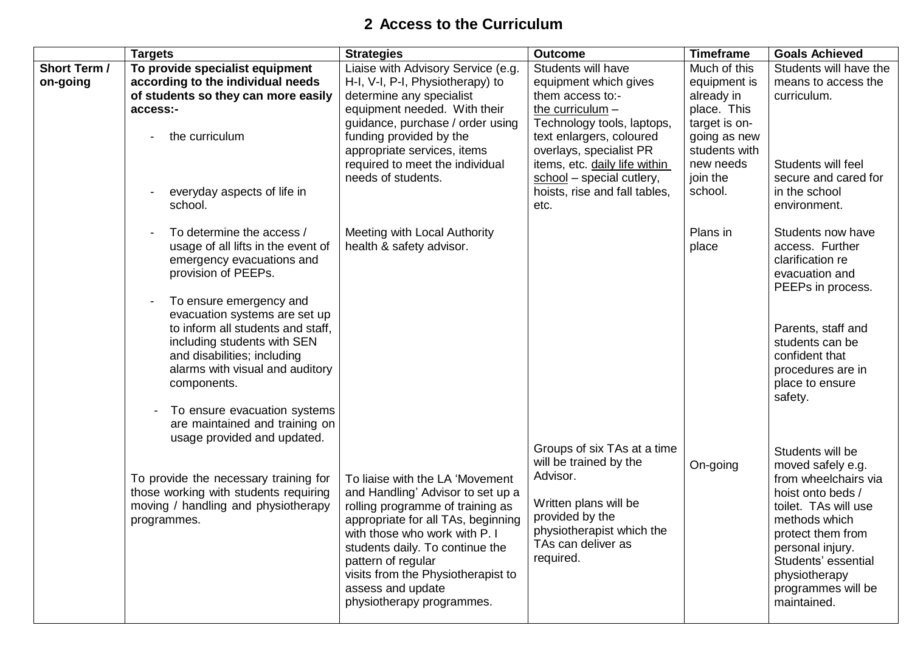## 2 Access to the Curriculum

| | Targets | Strategies | Outcome | Timeframe | Goals Achieved |
|---|---|---|---|---|---|
| **Short Term / on-going** | **To provide specialist equipment according to the individual needs of students so they can more easily access:-**<br><br>- the curriculum<br><br>- everyday aspects of life in school. | Liaise with Advisory Service (e.g. H-I, V-I, P-I, Physiotherapy) to determine any specialist equipment needed. With their guidance, purchase / order using funding provided by the appropriate services, items required to meet the individual needs of students. | Students will have equipment which gives them access to:- <u>the curriculum</u> – Technology tools, laptops, text enlargers, coloured overlays, specialist PR items, etc. <u>daily life within school</u> – special cutlery, hoists, rise and fall tables, etc. | Much of this equipment is already in place. This target is on-going as new students with new needs join the school. | Students will have the means to access the curriculum.<br><br>Students will feel secure and cared for in the school environment. |
| | - To determine the access / usage of all lifts in the event of emergency evacuations and provision of PEEPs. | Meeting with Local Authority health & safety advisor. | | Plans in place | Students now have access. Further clarification re evacuation and PEEPs in process. |
| | - To ensure emergency and evacuation systems are set up to inform all students and staff, including students with SEN and disabilities; including alarms with visual and auditory components.<br><br>- To ensure evacuation systems are maintained and training on usage provided and updated. | | | | Parents, staff and students can be confident that procedures are in place to ensure safety. |
| | To provide the necessary training for those working with students requiring moving / handling and physiotherapy programmes. | To liaise with the LA 'Movement and Handling' Advisor to set up a rolling programme of training as appropriate for all TAs, beginning with those who work with P. I students daily. To continue the pattern of regular visits from the Physiotherapist to assess and update physiotherapy programmes. | Groups of six TAs at a time will be trained by the Advisor.<br><br>Written plans will be provided by the physiotherapist which the TAs can deliver as required. | On-going | Students will be moved safely e.g. from wheelchairs via hoist onto beds / toilet. TAs will use methods which protect them from personal injury. Students' essential physiotherapy programmes will be maintained. |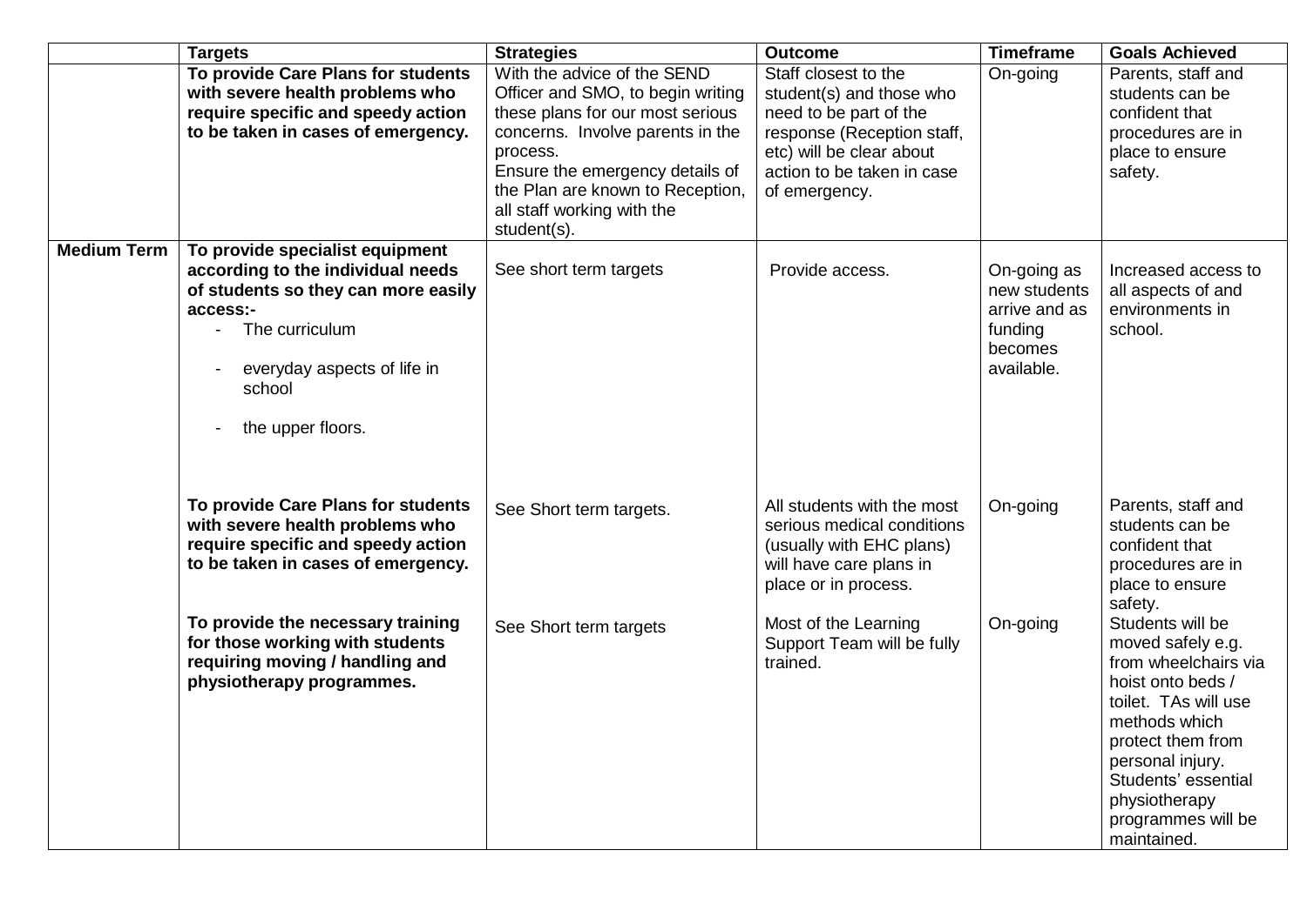| | Targets | Strategies | Outcome | Timeframe | Goals Achieved |
|---|---|---|---|---|---|
| | **To provide Care Plans for students with severe health problems who require specific and speedy action to be taken in cases of emergency.** | With the advice of the SEND Officer and SMO, to begin writing these plans for our most serious concerns. Involve parents in the process.<br>Ensure the emergency details of the Plan are known to Reception, all staff working with the student(s). | Staff closest to the student(s) and those who need to be part of the response (Reception staff, etc) will be clear about action to be taken in case of emergency. | On-going | Parents, staff and students can be confident that procedures are in place to ensure safety. |
| **Medium Term** | **To provide specialist equipment according to the individual needs of students so they can more easily access:-**<br>- The curriculum<br>- everyday aspects of life in school<br>- the upper floors. | See short term targets | Provide access. | On-going as new students arrive and as funding becomes available. | Increased access to all aspects of and environments in school. |
| | **To provide Care Plans for students with severe health problems who require specific and speedy action to be taken in cases of emergency.** | See Short term targets. | All students with the most serious medical conditions (usually with EHC plans) will have care plans in place or in process. | On-going | Parents, staff and students can be confident that procedures are in place to ensure safety. |
| | **To provide the necessary training for those working with students requiring moving / handling and physiotherapy programmes.** | See Short term targets | Most of the Learning Support Team will be fully trained. | On-going | Students will be moved safely e.g. from wheelchairs via hoist onto beds / toilet. TAs will use methods which protect them from personal injury. Students' essential physiotherapy programmes will be maintained. |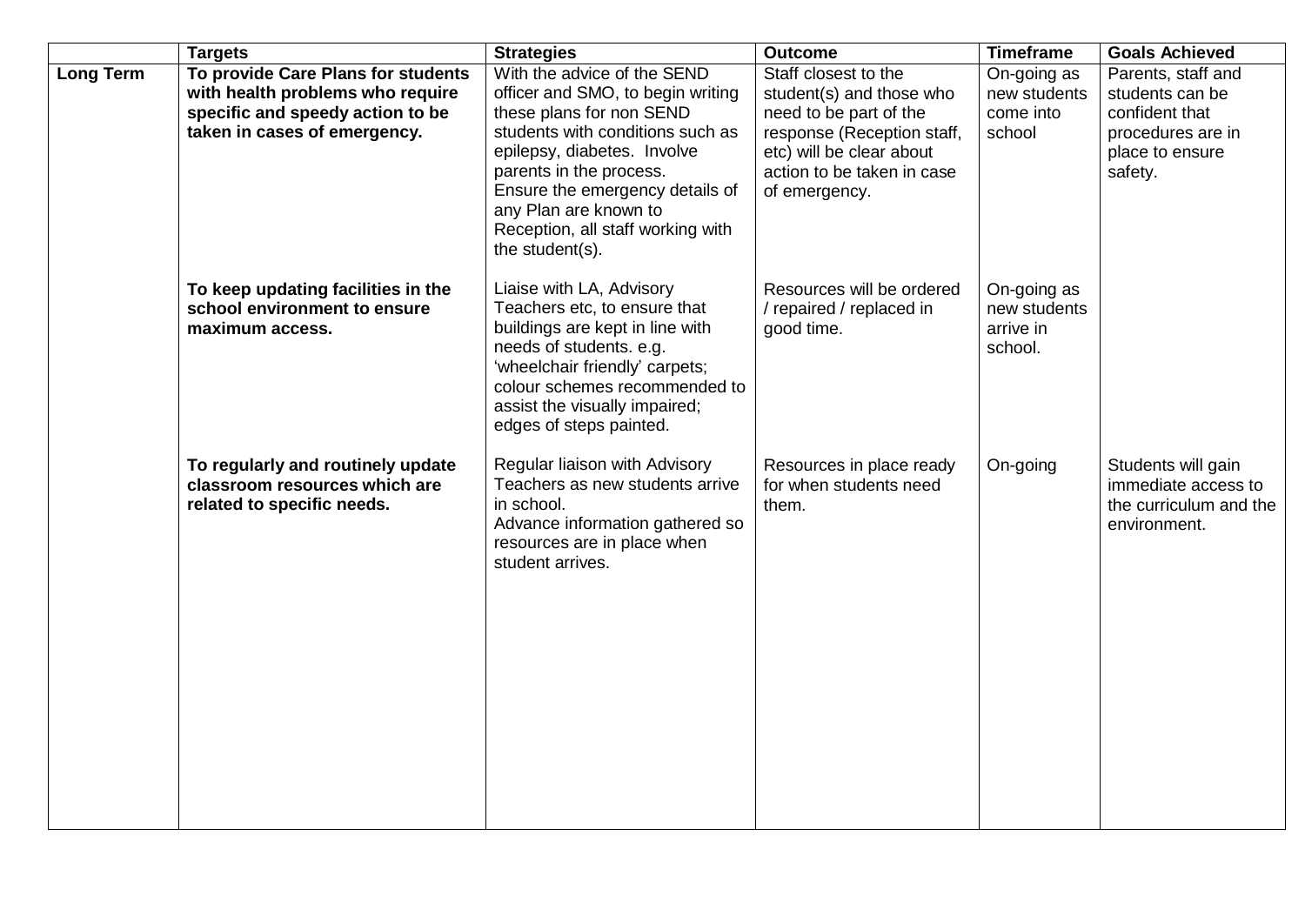| | Targets | Strategies | Outcome | Timeframe | Goals Achieved |
|---|---|---|---|---|---|
| **Long Term** | **To provide Care Plans for students with health problems who require specific and speedy action to be taken in cases of emergency.** | With the advice of the SEND officer and SMO, to begin writing these plans for non SEND students with conditions such as epilepsy, diabetes. Involve parents in the process.<br>Ensure the emergency details of any Plan are known to Reception, all staff working with the student(s). | Staff closest to the student(s) and those who need to be part of the response (Reception staff, etc) will be clear about action to be taken in case of emergency. | On-going as new students come into school | Parents, staff and students can be confident that procedures are in place to ensure safety. |
| | **To keep updating facilities in the school environment to ensure maximum access.** | Liaise with LA, Advisory Teachers etc, to ensure that buildings are kept in line with needs of students. e.g. 'wheelchair friendly' carpets; colour schemes recommended to assist the visually impaired; edges of steps painted. | Resources will be ordered / repaired / replaced in good time. | On-going as new students arrive in school. | |
| | **To regularly and routinely update classroom resources which are related to specific needs.** | Regular liaison with Advisory Teachers as new students arrive in school.<br>Advance information gathered so resources are in place when student arrives. | Resources in place ready for when students need them. | On-going | Students will gain immediate access to the curriculum and the environment. |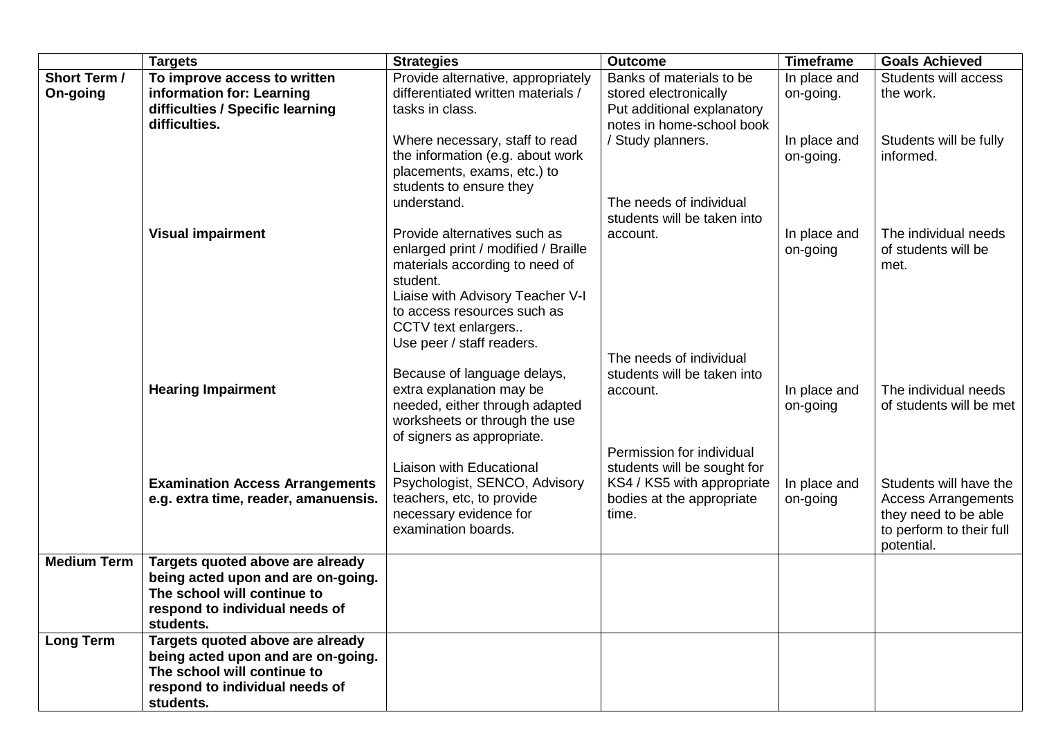| | Targets | Strategies | Outcome | Timeframe | Goals Achieved |
|---|---|---|---|---|---|
| **Short Term / On-going** | **To improve access to written information for: Learning difficulties / Specific learning difficulties.** | Provide alternative, appropriately differentiated written materials / tasks in class.<br><br>Where necessary, staff to read the information (e.g. about work placements, exams, etc.) to students to ensure they understand. | Banks of materials to be stored electronically<br>Put additional explanatory notes in home-school book / Study planners. | In place and on-going.<br><br>In place and on-going. | Students will access the work.<br><br>Students will be fully informed. |
| | **Visual impairment** | Provide alternatives such as enlarged print / modified / Braille materials according to need of student.<br>Liaise with Advisory Teacher V-I to access resources such as CCTV text enlargers..<br>Use peer / staff readers. | The needs of individual students will be taken into account. | In place and on-going | The individual needs of students will be met. |
| | **Hearing Impairment** | Because of language delays, extra explanation may be needed, either through adapted worksheets or through the use of signers as appropriate. | The needs of individual students will be taken into account. | In place and on-going | The individual needs of students will be met |
| | **Examination Access Arrangements e.g. extra time, reader, amanuensis.** | Liaison with Educational Psychologist, SENCO, Advisory teachers, etc, to provide necessary evidence for examination boards. | Permission for individual students will be sought for KS4 / KS5 with appropriate bodies at the appropriate time. | In place and on-going | Students will have the Access Arrangements they need to be able to perform to their full potential. |
| **Medium Term** | **Targets quoted above are already being acted upon and are on-going. The school will continue to respond to individual needs of students.** | | | | |
| **Long Term** | **Targets quoted above are already being acted upon and are on-going. The school will continue to respond to individual needs of students.** | | | | |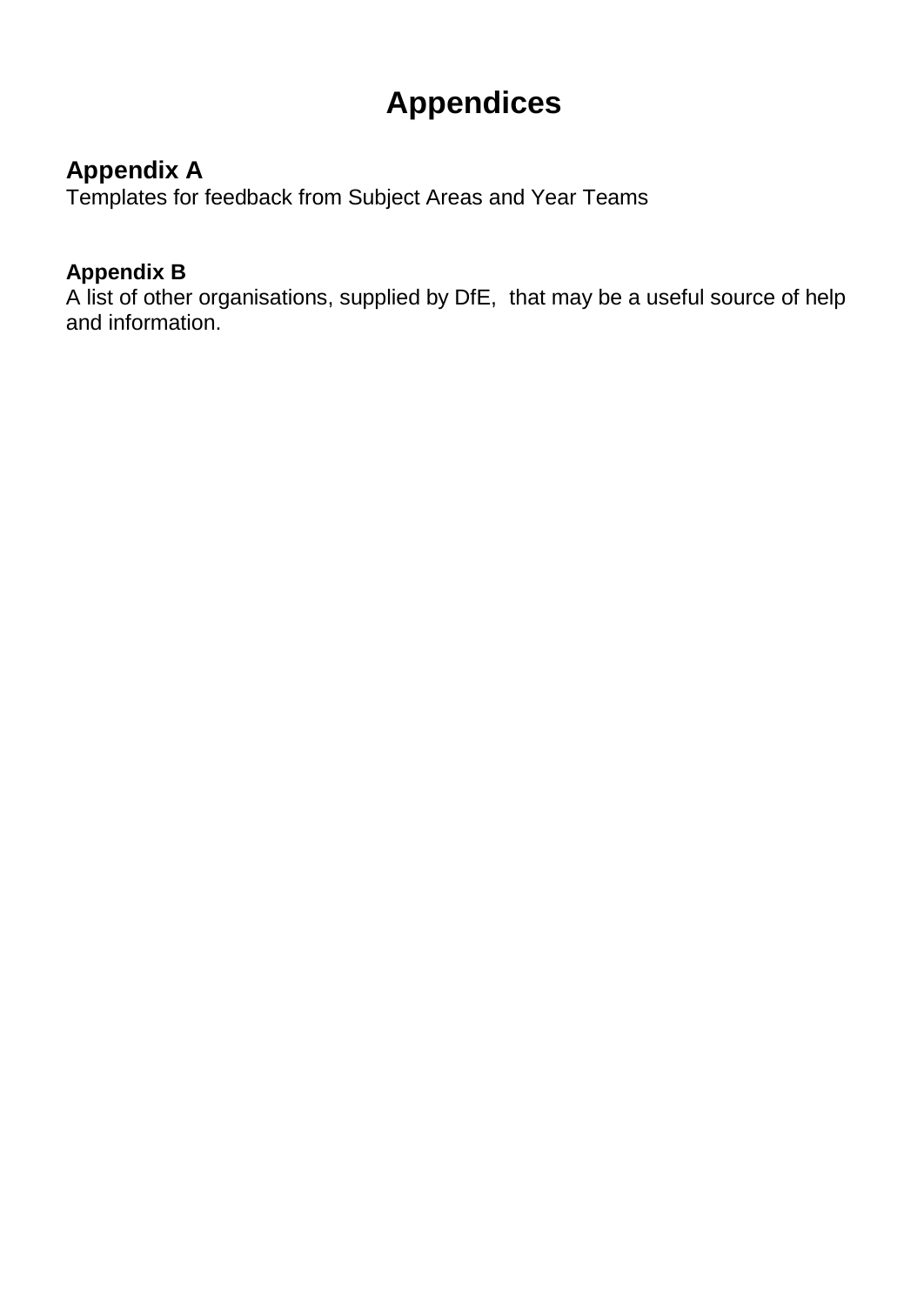# Appendices

## Appendix A

Templates for feedback from Subject Areas and Year Teams

### Appendix B

A list of other organisations, supplied by DfE,  that may be a useful source of help and information.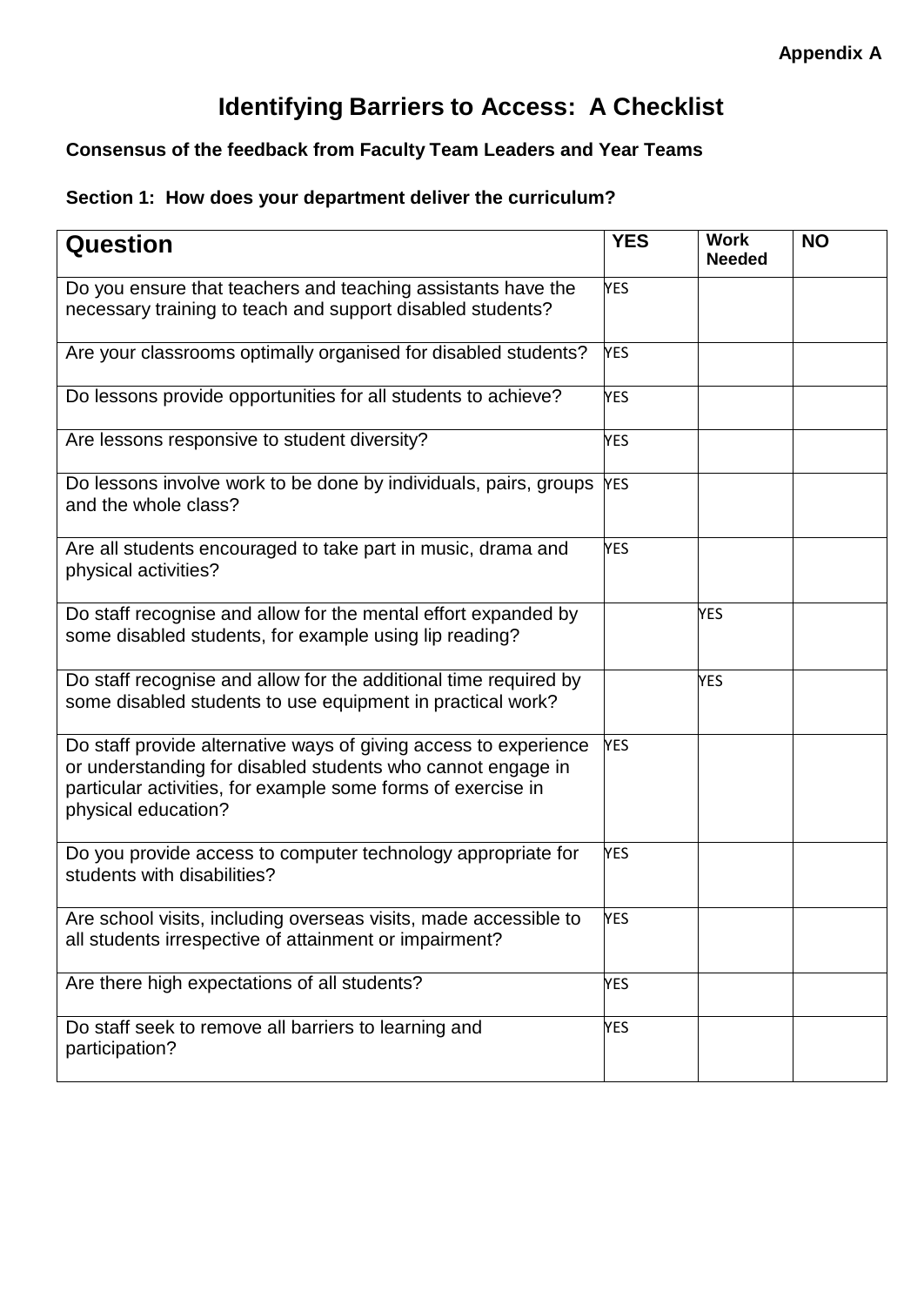**Appendix A**

# Identifying Barriers to Access: A Checklist

**Consensus of the feedback from Faculty Team Leaders and Year Teams**

**Section 1: How does your department deliver the curriculum?**

| Question | YES | Work Needed | NO |
|---|---|---|---|
| Do you ensure that teachers and teaching assistants have the necessary training to teach and support disabled students? | YES | | |
| Are your classrooms optimally organised for disabled students? | YES | | |
| Do lessons provide opportunities for all students to achieve? | YES | | |
| Are lessons responsive to student diversity? | YES | | |
| Do lessons involve work to be done by individuals, pairs, groups and the whole class? | YES | | |
| Are all students encouraged to take part in music, drama and physical activities? | YES | | |
| Do staff recognise and allow for the mental effort expanded by some disabled students, for example using lip reading? | | YES | |
| Do staff recognise and allow for the additional time required by some disabled students to use equipment in practical work? | | YES | |
| Do staff provide alternative ways of giving access to experience or understanding for disabled students who cannot engage in particular activities, for example some forms of exercise in physical education? | YES | | |
| Do you provide access to computer technology appropriate for students with disabilities? | YES | | |
| Are school visits, including overseas visits, made accessible to all students irrespective of attainment or impairment? | YES | | |
| Are there high expectations of all students? | YES | | |
| Do staff seek to remove all barriers to learning and participation? | YES | | |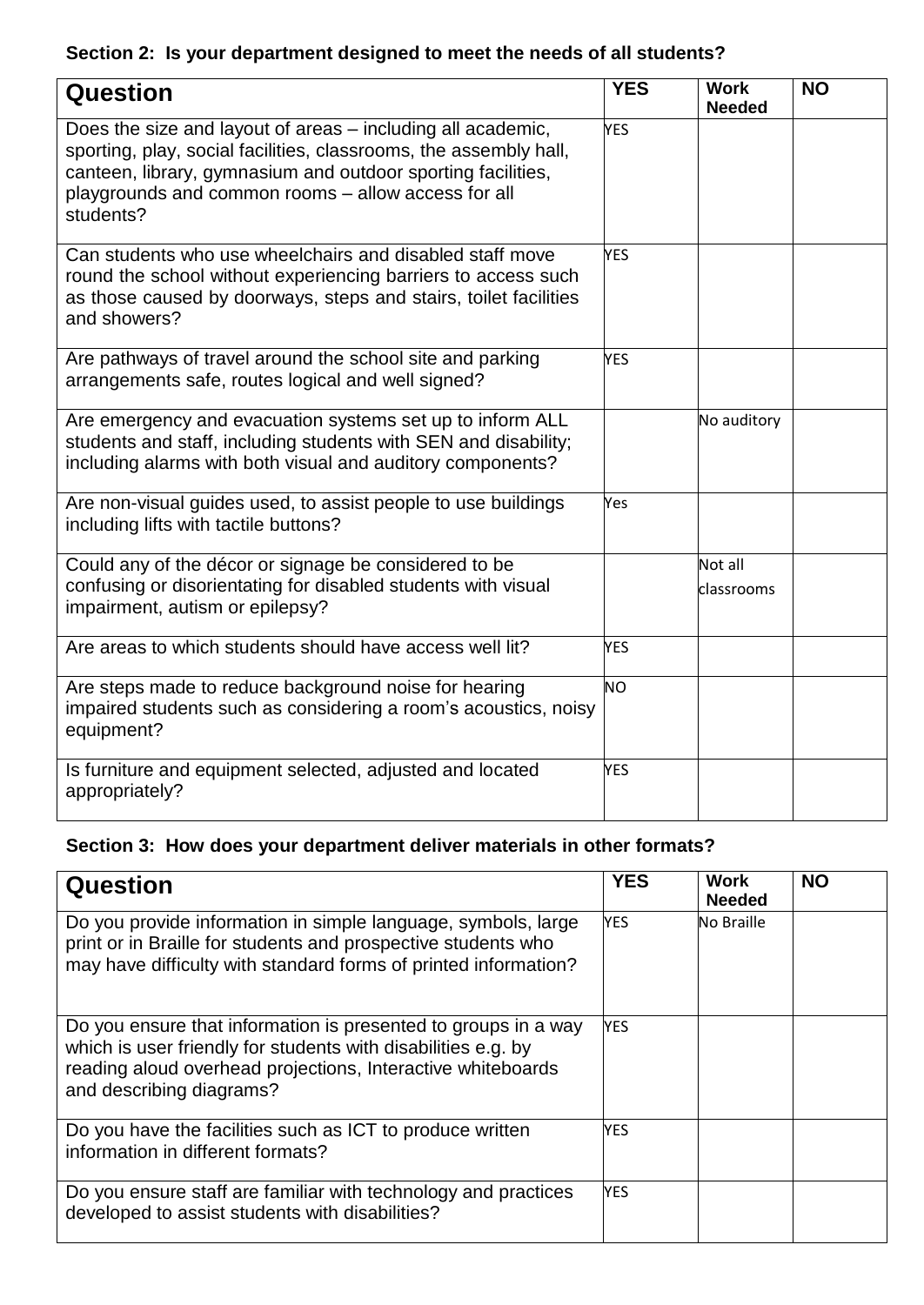**Section 2: Is your department designed to meet the needs of all students?**

| Question | YES | Work Needed | NO |
|---|---|---|---|
| Does the size and layout of areas – including all academic, sporting, play, social facilities, classrooms, the assembly hall, canteen, library, gymnasium and outdoor sporting facilities, playgrounds and common rooms – allow access for all students? | YES | | |
| Can students who use wheelchairs and disabled staff move round the school without experiencing barriers to access such as those caused by doorways, steps and stairs, toilet facilities and showers? | YES | | |
| Are pathways of travel around the school site and parking arrangements safe, routes logical and well signed? | YES | | |
| Are emergency and evacuation systems set up to inform ALL students and staff, including students with SEN and disability; including alarms with both visual and auditory components? | | No auditory | |
| Are non-visual guides used, to assist people to use buildings including lifts with tactile buttons? | Yes | | |
| Could any of the décor or signage be considered to be confusing or disorientating for disabled students with visual impairment, autism or epilepsy? | | Not all classrooms | |
| Are areas to which students should have access well lit? | YES | | |
| Are steps made to reduce background noise for hearing impaired students such as considering a room's acoustics, noisy equipment? | NO | | |
| Is furniture and equipment selected, adjusted and located appropriately? | YES | | |

**Section 3: How does your department deliver materials in other formats?**

| Question | YES | Work Needed | NO |
|---|---|---|---|
| Do you provide information in simple language, symbols, large print or in Braille for students and prospective students who may have difficulty with standard forms of printed information? | YES | No Braille | |
| Do you ensure that information is presented to groups in a way which is user friendly for students with disabilities e.g. by reading aloud overhead projections, Interactive whiteboards and describing diagrams? | YES | | |
| Do you have the facilities such as ICT to produce written information in different formats? | YES | | |
| Do you ensure staff are familiar with technology and practices developed to assist students with disabilities? | YES | | |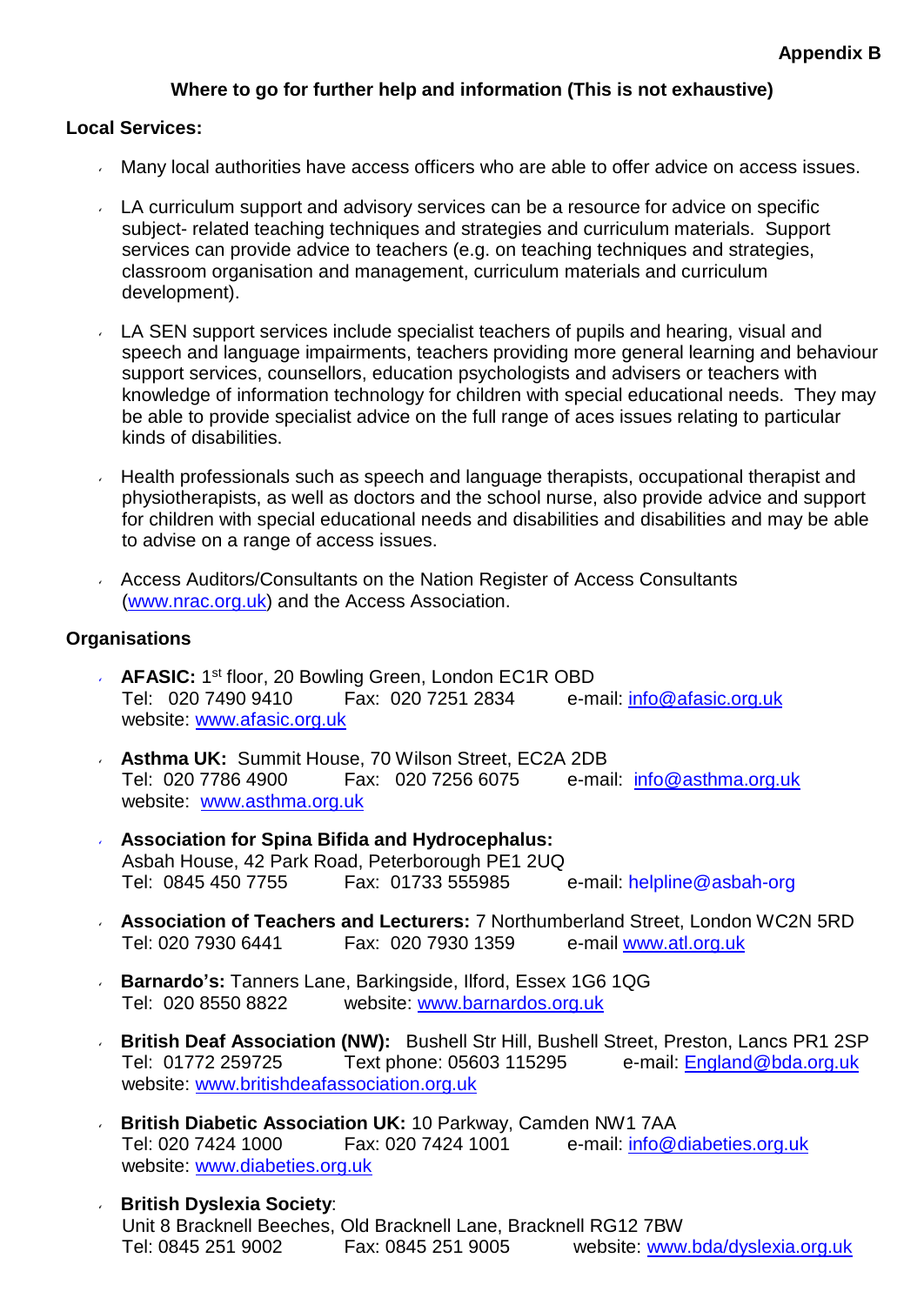Appendix B

## Where to go for further help and information (This is not exhaustive)

### Local Services:

- Many local authorities have access officers who are able to offer advice on access issues.

- LA curriculum support and advisory services can be a resource for advice on specific subject- related teaching techniques and strategies and curriculum materials. Support services can provide advice to teachers (e.g. on teaching techniques and strategies, classroom organisation and management, curriculum materials and curriculum development).

- LA SEN support services include specialist teachers of pupils and hearing, visual and speech and language impairments, teachers providing more general learning and behaviour support services, counsellors, education psychologists and advisers or teachers with knowledge of information technology for children with special educational needs. They may be able to provide specialist advice on the full range of aces issues relating to particular kinds of disabilities.

- Health professionals such as speech and language therapists, occupational therapist and physiotherapists, as well as doctors and the school nurse, also provide advice and support for children with special educational needs and disabilities and disabilities and may be able to advise on a range of access issues.

- Access Auditors/Consultants on the Nation Register of Access Consultants (www.nrac.org.uk) and the Access Association.

### Organisations

- **AFASIC:** 1st floor, 20 Bowling Green, London EC1R OBD
  Tel: 020 7490 9410 Fax: 020 7251 2834 e-mail: info@afasic.org.uk
  website: www.afasic.org.uk

- **Asthma UK:** Summit House, 70 Wilson Street, EC2A 2DB
  Tel: 020 7786 4900 Fax: 020 7256 6075 e-mail: info@asthma.org.uk
  website: www.asthma.org.uk

- **Association for Spina Bifida and Hydrocephalus:**
  Asbah House, 42 Park Road, Peterborough PE1 2UQ
  Tel: 0845 450 7755 Fax: 01733 555985 e-mail: helpline@asbah-org

- **Association of Teachers and Lecturers:** 7 Northumberland Street, London WC2N 5RD
  Tel: 020 7930 6441 Fax: 020 7930 1359 e-mail www.atl.org.uk

- **Barnardo's:** Tanners Lane, Barkingside, Ilford, Essex 1G6 1QG
  Tel: 020 8550 8822 website: www.barnardos.org.uk

- **British Deaf Association (NW):** Bushell Str Hill, Bushell Street, Preston, Lancs PR1 2SP
  Tel: 01772 259725 Text phone: 05603 115295 e-mail: England@bda.org.uk
  website: www.britishdeafassociation.org.uk

- **British Diabetic Association UK:** 10 Parkway, Camden NW1 7AA
  Tel: 020 7424 1000 Fax: 020 7424 1001 e-mail: info@diabeties.org.uk
  website: www.diabeties.org.uk

- **British Dyslexia Society**:
  Unit 8 Bracknell Beeches, Old Bracknell Lane, Bracknell RG12 7BW
  Tel: 0845 251 9002 Fax: 0845 251 9005 website: www.bda/dyslexia.org.uk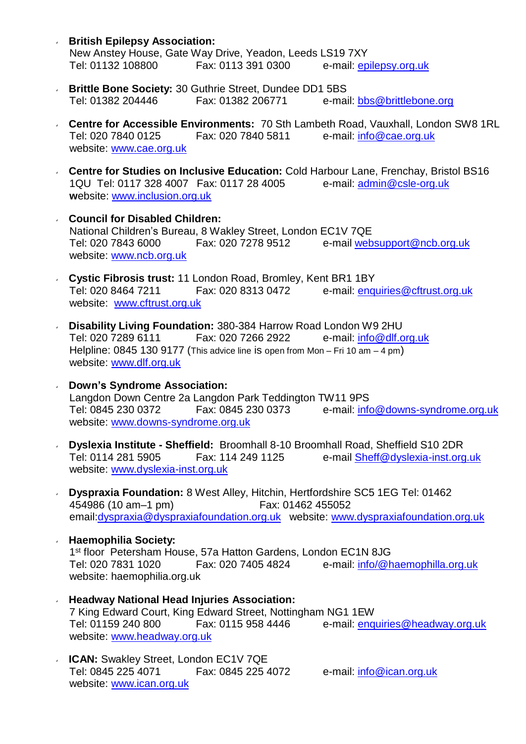- **British Epilepsy Association:**
  New Anstey House, Gate Way Drive, Yeadon, Leeds LS19 7XY
  Tel: 01132 108800 Fax: 0113 391 0300 e-mail: epilepsy.org.uk

- **Brittle Bone Society:** 30 Guthrie Street, Dundee DD1 5BS
  Tel: 01382 204446 Fax: 01382 206771 e-mail: bbs@brittlebone.org

- **Centre for Accessible Environments:** 70 Sth Lambeth Road, Vauxhall, London SW8 1RL
  Tel: 020 7840 0125 Fax: 020 7840 5811 e-mail: info@cae.org.uk
  website: www.cae.org.uk

- **Centre for Studies on Inclusive Education:** Cold Harbour Lane, Frenchay, Bristol BS16 1QU Tel: 0117 328 4007 Fax: 0117 28 4005 e-mail: admin@csle-org.uk
  website: www.inclusion.org.uk

- **Council for Disabled Children:**
  National Children's Bureau, 8 Wakley Street, London EC1V 7QE
  Tel: 020 7843 6000 Fax: 020 7278 9512 e-mail websupport@ncb.org.uk
  website: www.ncb.org.uk

- **Cystic Fibrosis trust:** 11 London Road, Bromley, Kent BR1 1BY
  Tel: 020 8464 7211 Fax: 020 8313 0472 e-mail: enquiries@cftrust.org.uk
  website: www.cftrust.org.uk

- **Disability Living Foundation:** 380-384 Harrow Road London W9 2HU
  Tel: 020 7289 6111 Fax: 020 7266 2922 e-mail: info@dlf.org.uk
  Helpline: 0845 130 9177 (This advice line is open from Mon – Fri 10 am – 4 pm)
  website: www.dlf.org.uk

- **Down's Syndrome Association:**
  Langdon Down Centre 2a Langdon Park Teddington TW11 9PS
  Tel: 0845 230 0372 Fax: 0845 230 0373 e-mail: info@downs-syndrome.org.uk
  website: www.downs-syndrome.org.uk

- **Dyslexia Institute - Sheffield:** Broomhall 8-10 Broomhall Road, Sheffield S10 2DR
  Tel: 0114 281 5905 Fax: 114 249 1125 e-mail Sheff@dyslexia-inst.org.uk
  website: www.dyslexia-inst.org.uk

- **Dyspraxia Foundation:** 8 West Alley, Hitchin, Hertfordshire SC5 1EG Tel: 01462 454986 (10 am–1 pm) Fax: 01462 455052
  email:dyspraxia@dyspraxiafoundation.org.uk website: www.dyspraxiafoundation.org.uk

- **Haemophilia Society:**
  1st floor Petersham House, 57a Hatton Gardens, London EC1N 8JG
  Tel: 020 7831 1020 Fax: 020 7405 4824 e-mail: info/@haemophilla.org.uk
  website: haemophilia.org.uk

- **Headway National Head Injuries Association:**
  7 King Edward Court, King Edward Street, Nottingham NG1 1EW
  Tel: 01159 240 800 Fax: 0115 958 4446 e-mail: enquiries@headway.org.uk
  website: www.headway.org.uk

- **ICAN:** Swakley Street, London EC1V 7QE
  Tel: 0845 225 4071 Fax: 0845 225 4072 e-mail: info@ican.org.uk
  website: www.ican.org.uk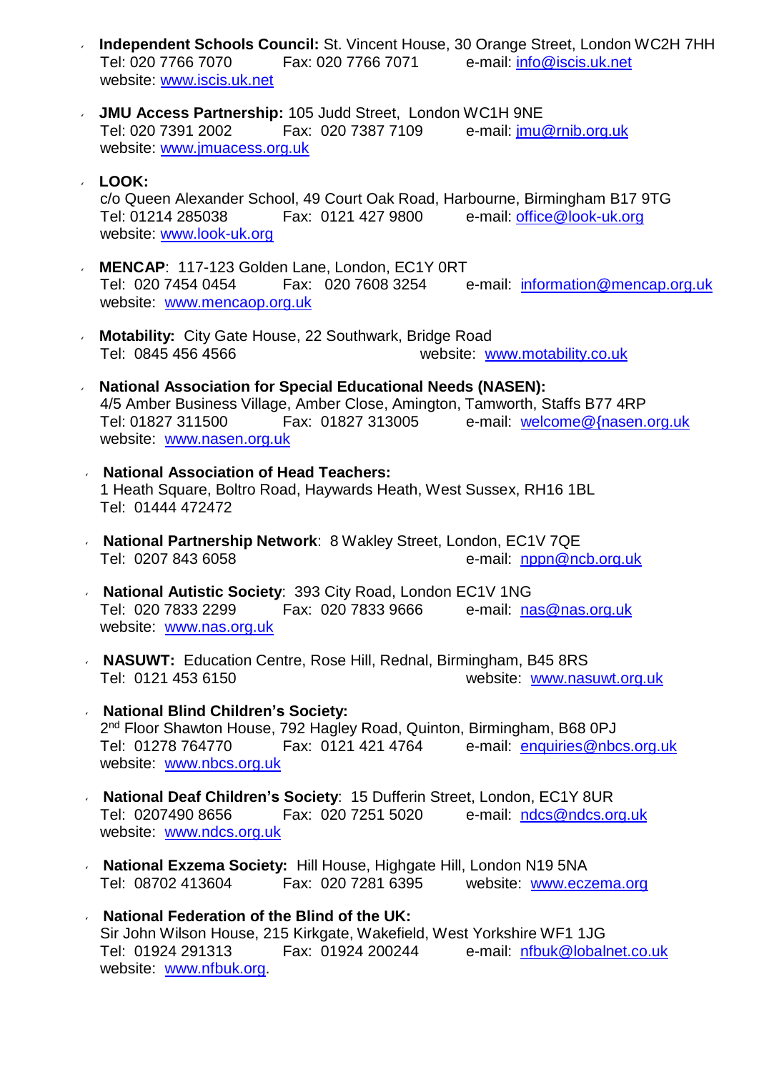- **Independent Schools Council:** St. Vincent House, 30 Orange Street, London WC2H 7HH
  Tel: 020 7766 7070 Fax: 020 7766 7071 e-mail: info@iscis.uk.net
  website: www.iscis.uk.net

- **JMU Access Partnership:** 105 Judd Street, London WC1H 9NE
  Tel: 020 7391 2002 Fax: 020 7387 7109 e-mail: jmu@rnib.org.uk
  website: www.jmuacess.org.uk

- **LOOK:**
  c/o Queen Alexander School, 49 Court Oak Road, Harbourne, Birmingham B17 9TG
  Tel: 01214 285038 Fax: 0121 427 9800 e-mail: office@look-uk.org
  website: www.look-uk.org

- **MENCAP**: 117-123 Golden Lane, London, EC1Y 0RT
  Tel: 020 7454 0454 Fax: 020 7608 3254 e-mail: information@mencap.org.uk
  website: www.mencaop.org.uk

- **Motability:** City Gate House, 22 Southwark, Bridge Road
  Tel: 0845 456 4566 website: www.motability.co.uk

- **National Association for Special Educational Needs (NASEN):**
  4/5 Amber Business Village, Amber Close, Amington, Tamworth, Staffs B77 4RP
  Tel: 01827 311500 Fax: 01827 313005 e-mail: welcome@{nasen.org.uk
  website: www.nasen.org.uk

- **National Association of Head Teachers:**
  1 Heath Square, Boltro Road, Haywards Heath, West Sussex, RH16 1BL
  Tel: 01444 472472

- **National Partnership Network**: 8 Wakley Street, London, EC1V 7QE
  Tel: 0207 843 6058 e-mail: nppn@ncb.org.uk

- **National Autistic Society**: 393 City Road, London EC1V 1NG
  Tel: 020 7833 2299 Fax: 020 7833 9666 e-mail: nas@nas.org.uk
  website: www.nas.org.uk

- **NASUWT:** Education Centre, Rose Hill, Rednal, Birmingham, B45 8RS
  Tel: 0121 453 6150 website: www.nasuwt.org.uk

- **National Blind Children's Society:**
  2nd Floor Shawton House, 792 Hagley Road, Quinton, Birmingham, B68 0PJ
  Tel: 01278 764770 Fax: 0121 421 4764 e-mail: enquiries@nbcs.org.uk
  website: www.nbcs.org.uk

- **National Deaf Children's Society**: 15 Dufferin Street, London, EC1Y 8UR
  Tel: 0207490 8656 Fax: 020 7251 5020 e-mail: ndcs@ndcs.org.uk
  website: www.ndcs.org.uk

- **National Exzema Society:** Hill House, Highgate Hill, London N19 5NA
  Tel: 08702 413604 Fax: 020 7281 6395 website: www.eczema.org

- **National Federation of the Blind of the UK:**
  Sir John Wilson House, 215 Kirkgate, Wakefield, West Yorkshire WF1 1JG
  Tel: 01924 291313 Fax: 01924 200244 e-mail: nfbuk@lobalnet.co.uk
  website: www.nfbuk.org.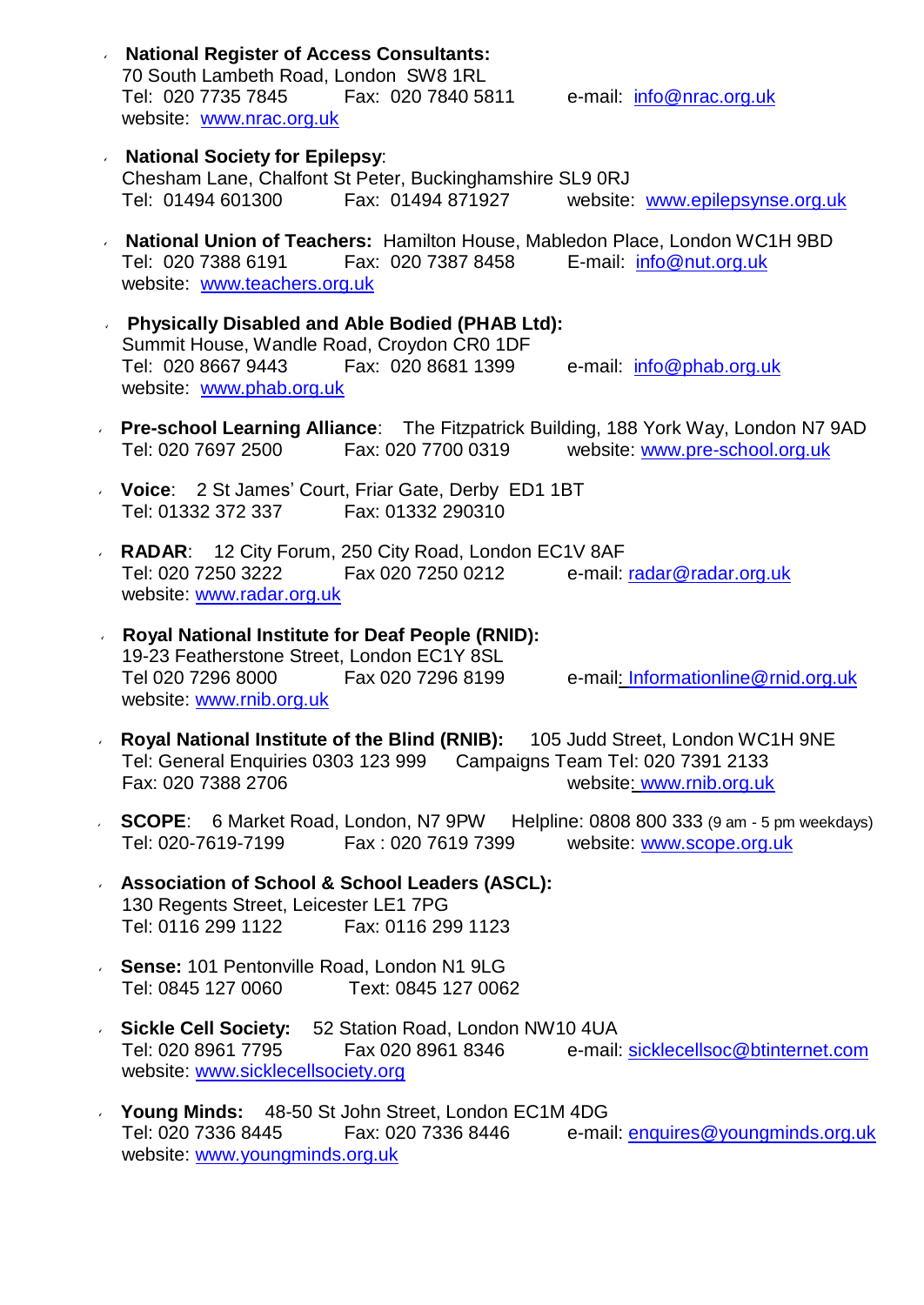- **National Register of Access Consultants:**
  70 South Lambeth Road, London SW8 1RL
  Tel: 020 7735 7845 Fax: 020 7840 5811 e-mail: info@nrac.org.uk
  website: www.nrac.org.uk

- **National Society for Epilepsy**:
  Chesham Lane, Chalfont St Peter, Buckinghamshire SL9 0RJ
  Tel: 01494 601300 Fax: 01494 871927 website: www.epilepsynse.org.uk

- **National Union of Teachers:** Hamilton House, Mabledon Place, London WC1H 9BD
  Tel: 020 7388 6191 Fax: 020 7387 8458 E-mail: info@nut.org.uk
  website: www.teachers.org.uk

- **Physically Disabled and Able Bodied (PHAB Ltd):**
  Summit House, Wandle Road, Croydon CR0 1DF
  Tel: 020 8667 9443 Fax: 020 8681 1399 e-mail: info@phab.org.uk
  website: www.phab.org.uk

- **Pre-school Learning Alliance**: The Fitzpatrick Building, 188 York Way, London N7 9AD
  Tel: 020 7697 2500 Fax: 020 7700 0319 website: www.pre-school.org.uk

- **Voice**: 2 St James' Court, Friar Gate, Derby ED1 1BT
  Tel: 01332 372 337 Fax: 01332 290310

- **RADAR**: 12 City Forum, 250 City Road, London EC1V 8AF
  Tel: 020 7250 3222 Fax 020 7250 0212 e-mail: radar@radar.org.uk
  website: www.radar.org.uk

- **Royal National Institute for Deaf People (RNID):**
  19-23 Featherstone Street, London EC1Y 8SL
  Tel 020 7296 8000 Fax 020 7296 8199 e-mail: Informationline@rnid.org.uk
  website: www.rnib.org.uk

- **Royal National Institute of the Blind (RNIB):** 105 Judd Street, London WC1H 9NE
  Tel: General Enquiries 0303 123 999 Campaigns Team Tel: 020 7391 2133
  Fax: 020 7388 2706 website: www.rnib.org.uk

- **SCOPE**: 6 Market Road, London, N7 9PW Helpline: 0808 800 333 (9 am - 5 pm weekdays)
  Tel: 020-7619-7199 Fax : 020 7619 7399 website: www.scope.org.uk

- **Association of School & School Leaders (ASCL):**
  130 Regents Street, Leicester LE1 7PG
  Tel: 0116 299 1122 Fax: 0116 299 1123

- **Sense:** 101 Pentonville Road, London N1 9LG
  Tel: 0845 127 0060 Text: 0845 127 0062

- **Sickle Cell Society:** 52 Station Road, London NW10 4UA
  Tel: 020 8961 7795 Fax 020 8961 8346 e-mail: sicklecellsoc@btinternet.com
  website: www.sicklecellsociety.org

- **Young Minds:** 48-50 St John Street, London EC1M 4DG
  Tel: 020 7336 8445 Fax: 020 7336 8446 e-mail: enquires@youngminds.org.uk
  website: www.youngminds.org.uk